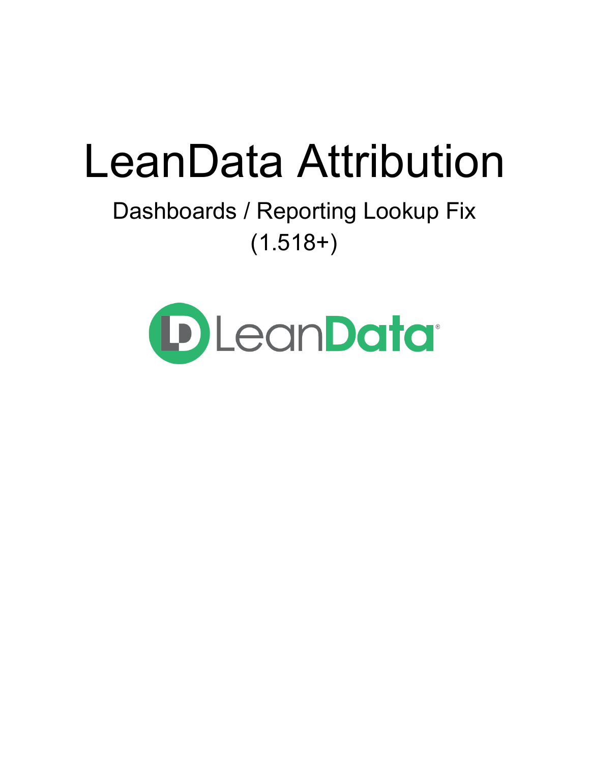# LeanData Attribution

## Dashboards / Reporting Lookup Fix (1.518+)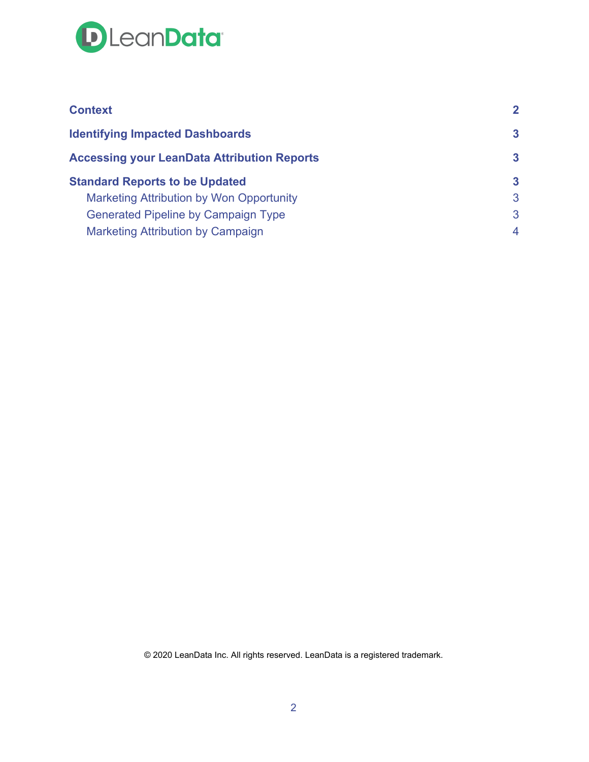**Context** 2

**Identifying Impacted Dashboards** 3

**Accessing your LeanData Attribution Reports** 3

**Standard Reports to be Updated** 3

- Marketing Attribution by Won Opportunity 3
- Generated Pipeline by Campaign Type 3
- Marketing Attribution by Campaign 4

© 2020 LeanData Inc. All rights reserved. LeanData is a registered trademark.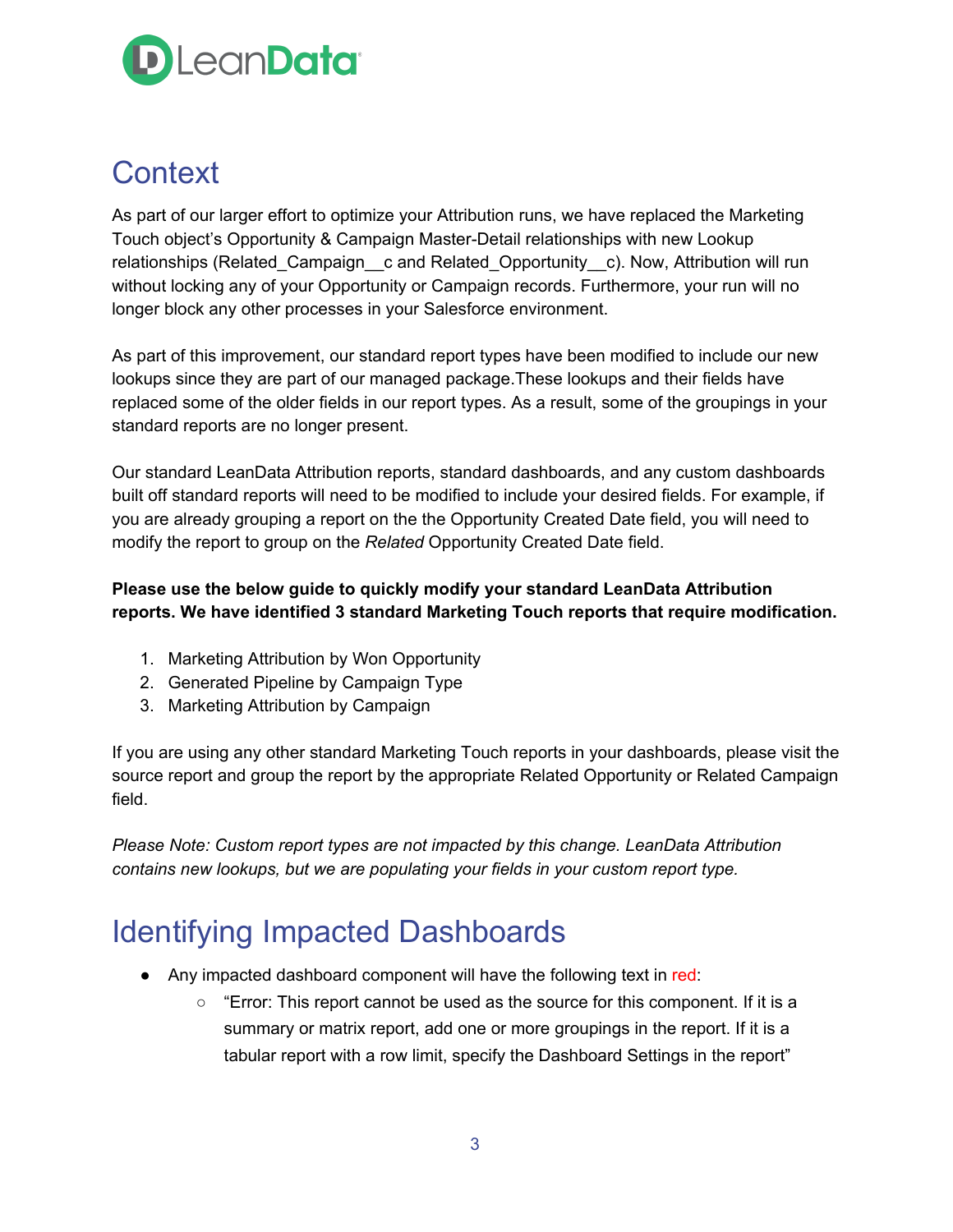## Context

As part of our larger effort to optimize your Attribution runs, we have replaced the Marketing Touch object's Opportunity & Campaign Master-Detail relationships with new Lookup relationships (Related_Campaign__c and Related_Opportunity__c). Now, Attribution will run without locking any of your Opportunity or Campaign records. Furthermore, your run will no longer block any other processes in your Salesforce environment.

As part of this improvement, our standard report types have been modified to include our new lookups since they are part of our managed package.These lookups and their fields have replaced some of the older fields in our report types. As a result, some of the groupings in your standard reports are no longer present.

Our standard LeanData Attribution reports, standard dashboards, and any custom dashboards built off standard reports will need to be modified to include your desired fields. For example, if you are already grouping a report on the the Opportunity Created Date field, you will need to modify the report to group on the *Related* Opportunity Created Date field.

**Please use the below guide to quickly modify your standard LeanData Attribution reports. We have identified 3 standard Marketing Touch reports that require modification.**

1. Marketing Attribution by Won Opportunity
2. Generated Pipeline by Campaign Type
3. Marketing Attribution by Campaign

If you are using any other standard Marketing Touch reports in your dashboards, please visit the source report and group the report by the appropriate Related Opportunity or Related Campaign field.

*Please Note: Custom report types are not impacted by this change. LeanData Attribution contains new lookups, but we are populating your fields in your custom report type.*

## Identifying Impacted Dashboards

- Any impacted dashboard component will have the following text in red:
  - "Error: This report cannot be used as the source for this component. If it is a summary or matrix report, add one or more groupings in the report. If it is a tabular report with a row limit, specify the Dashboard Settings in the report"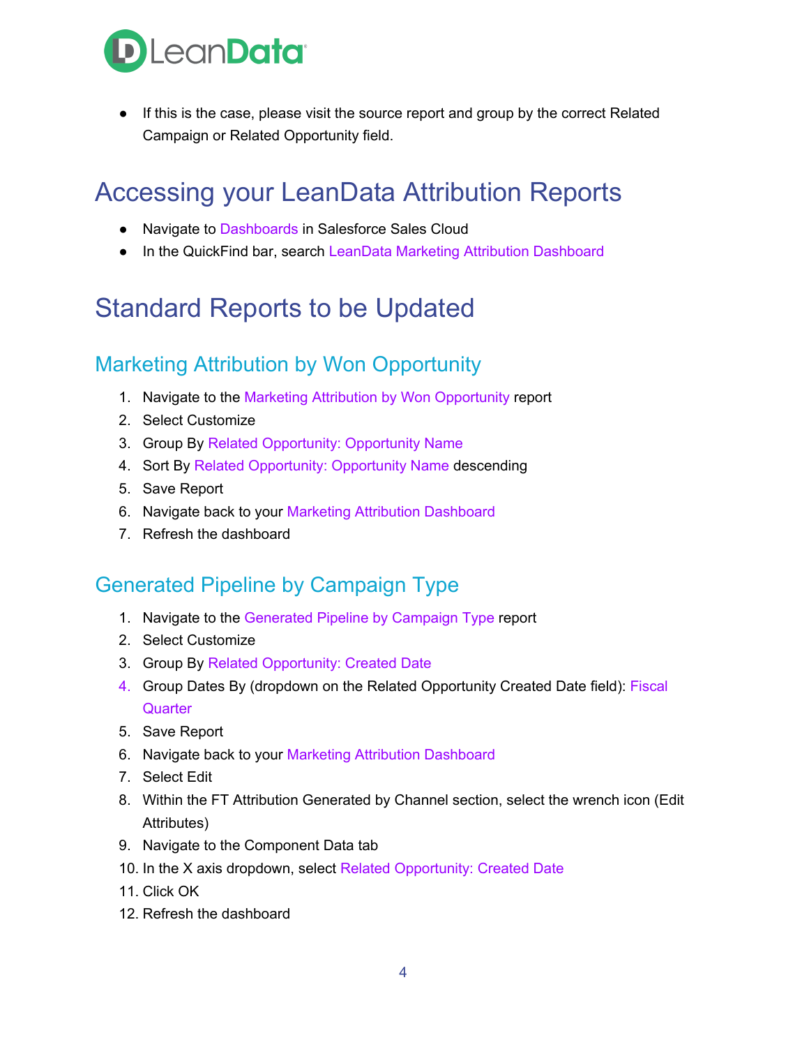- If this is the case, please visit the source report and group by the correct Related Campaign or Related Opportunity field.

# Accessing your LeanData Attribution Reports

- Navigate to Dashboards in Salesforce Sales Cloud
- In the QuickFind bar, search LeanData Marketing Attribution Dashboard

# Standard Reports to be Updated

## Marketing Attribution by Won Opportunity

1. Navigate to the Marketing Attribution by Won Opportunity report
2. Select Customize
3. Group By Related Opportunity: Opportunity Name
4. Sort By Related Opportunity: Opportunity Name descending
5. Save Report
6. Navigate back to your Marketing Attribution Dashboard
7. Refresh the dashboard

## Generated Pipeline by Campaign Type

1. Navigate to the Generated Pipeline by Campaign Type report
2. Select Customize
3. Group By Related Opportunity: Created Date
4. Group Dates By (dropdown on the Related Opportunity Created Date field): Fiscal Quarter
5. Save Report
6. Navigate back to your Marketing Attribution Dashboard
7. Select Edit
8. Within the FT Attribution Generated by Channel section, select the wrench icon (Edit Attributes)
9. Navigate to the Component Data tab
10. In the X axis dropdown, select Related Opportunity: Created Date
11. Click OK
12. Refresh the dashboard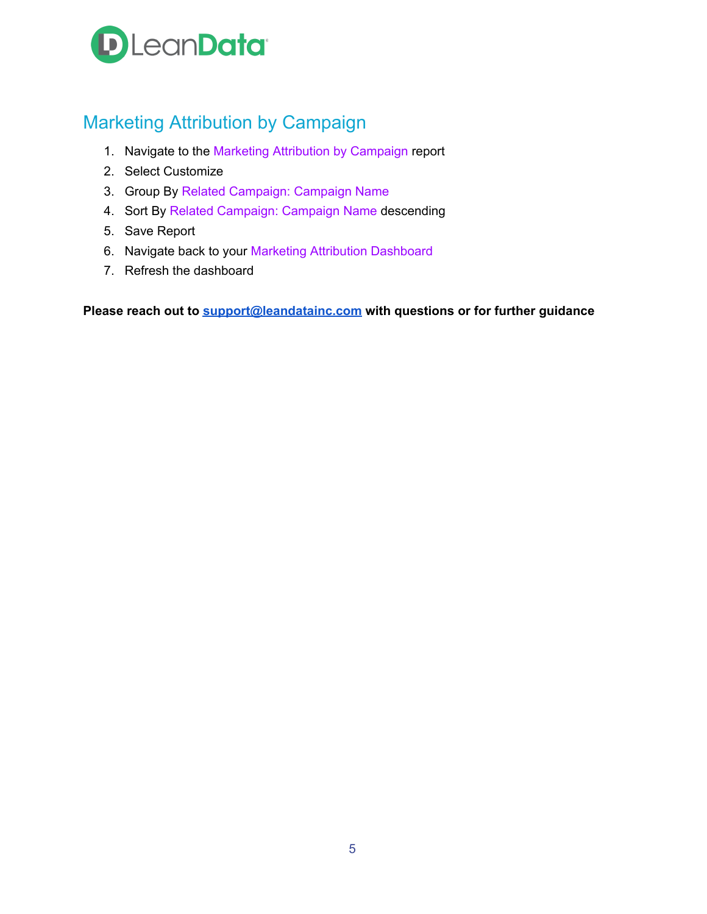## Marketing Attribution by Campaign

1. Navigate to the Marketing Attribution by Campaign report
2. Select Customize
3. Group By Related Campaign: Campaign Name
4. Sort By Related Campaign: Campaign Name descending
5. Save Report
6. Navigate back to your Marketing Attribution Dashboard
7. Refresh the dashboard

**Please reach out to [support@leandatainc.com](mailto:support@leandatainc.com) with questions or for further guidance**